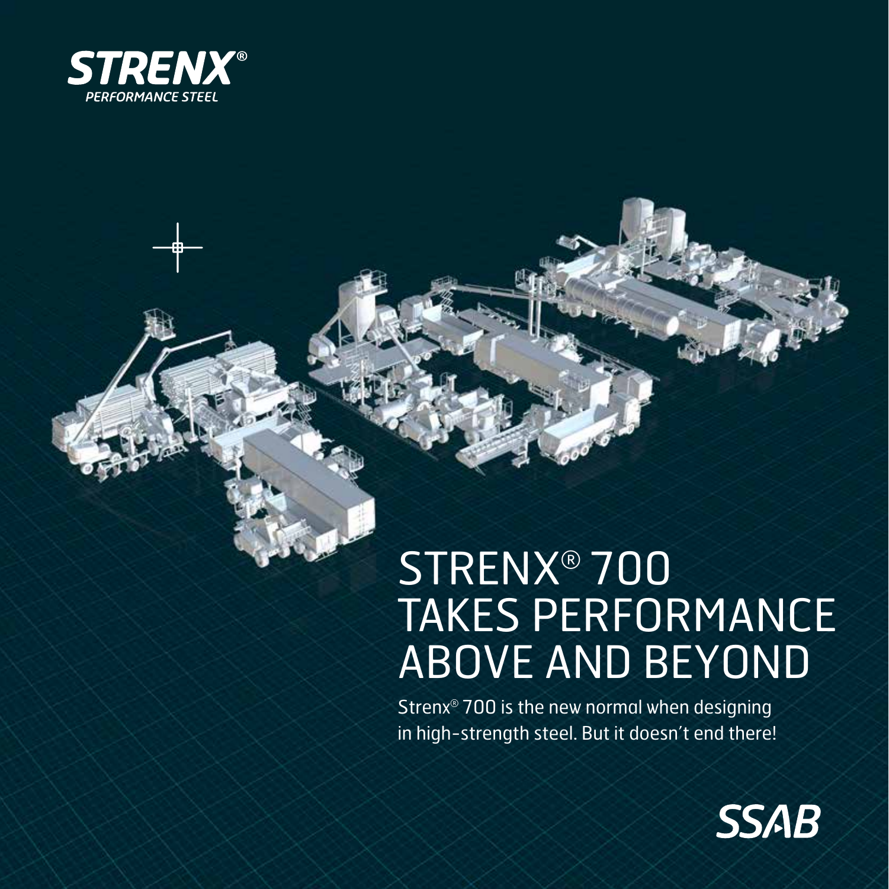STRENX®
PERFORMANCE STEEL

# STRENX® 700 TAKES PERFORMANCE ABOVE AND BEYOND

Strenx® 700 is the new normal when designing in high-strength steel. But it doesn't end there!

SSAB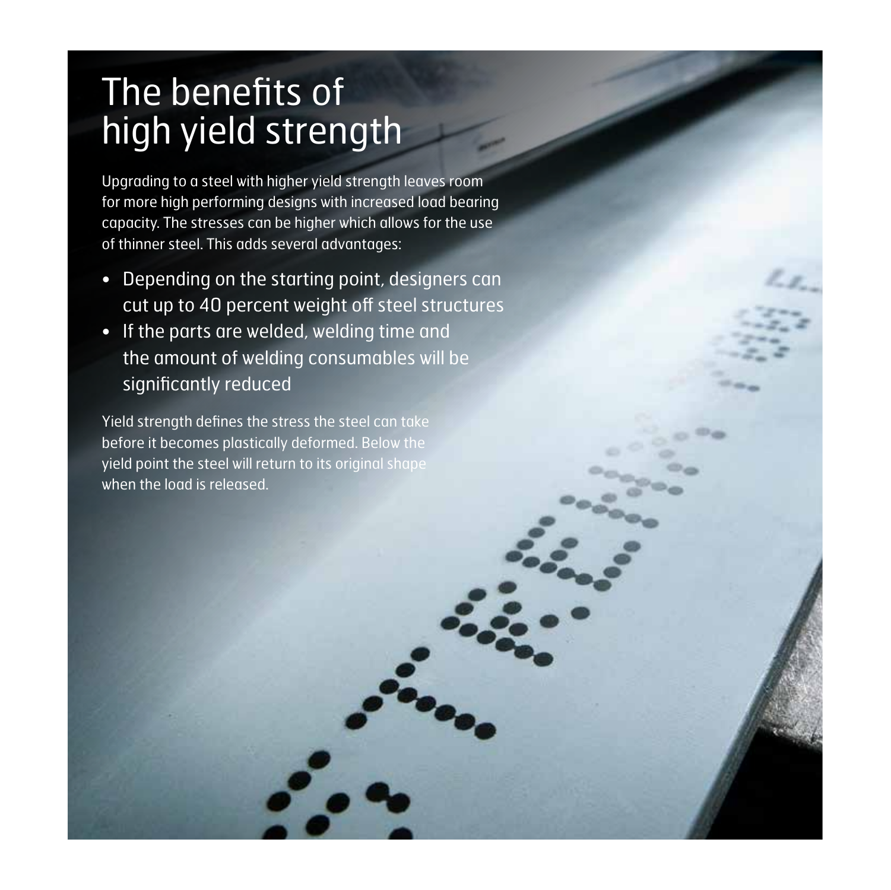# The benefits of high yield strength

Upgrading to a steel with higher yield strength leaves room for more high performing designs with increased load bearing capacity. The stresses can be higher which allows for the use of thinner steel. This adds several advantages:

- Depending on the starting point, designers can cut up to 40 percent weight off steel structures
- If the parts are welded, welding time and the amount of welding consumables will be significantly reduced

Yield strength defines the stress the steel can take before it becomes plastically deformed. Below the yield point the steel will return to its original shape when the load is released.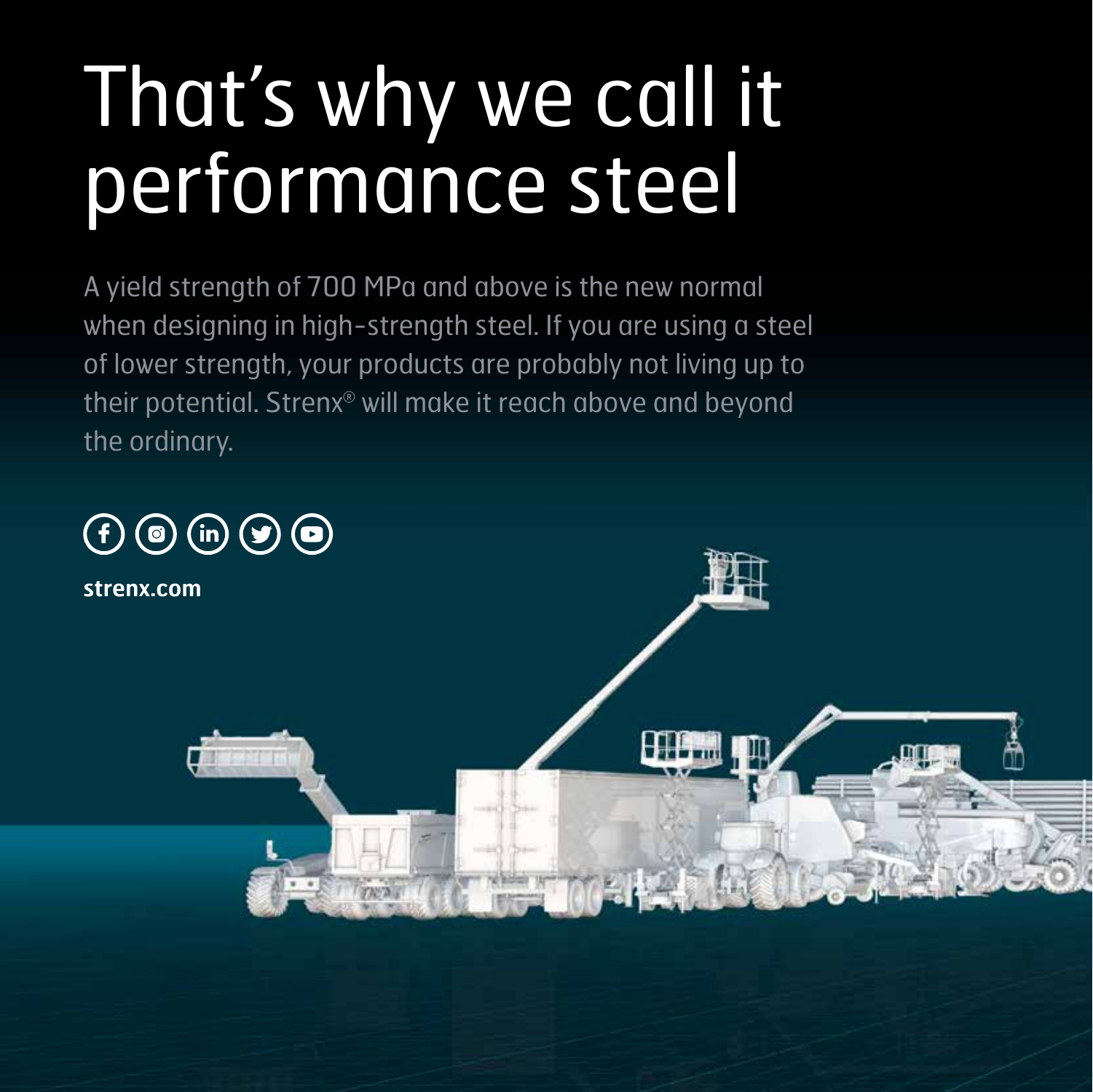# That's why we call it performance steel

A yield strength of 700 MPa and above is the new normal when designing in high-strength steel. If you are using a steel of lower strength, your products are probably not living up to their potential. Strenx® will make it reach above and beyond the ordinary.

**strenx.com**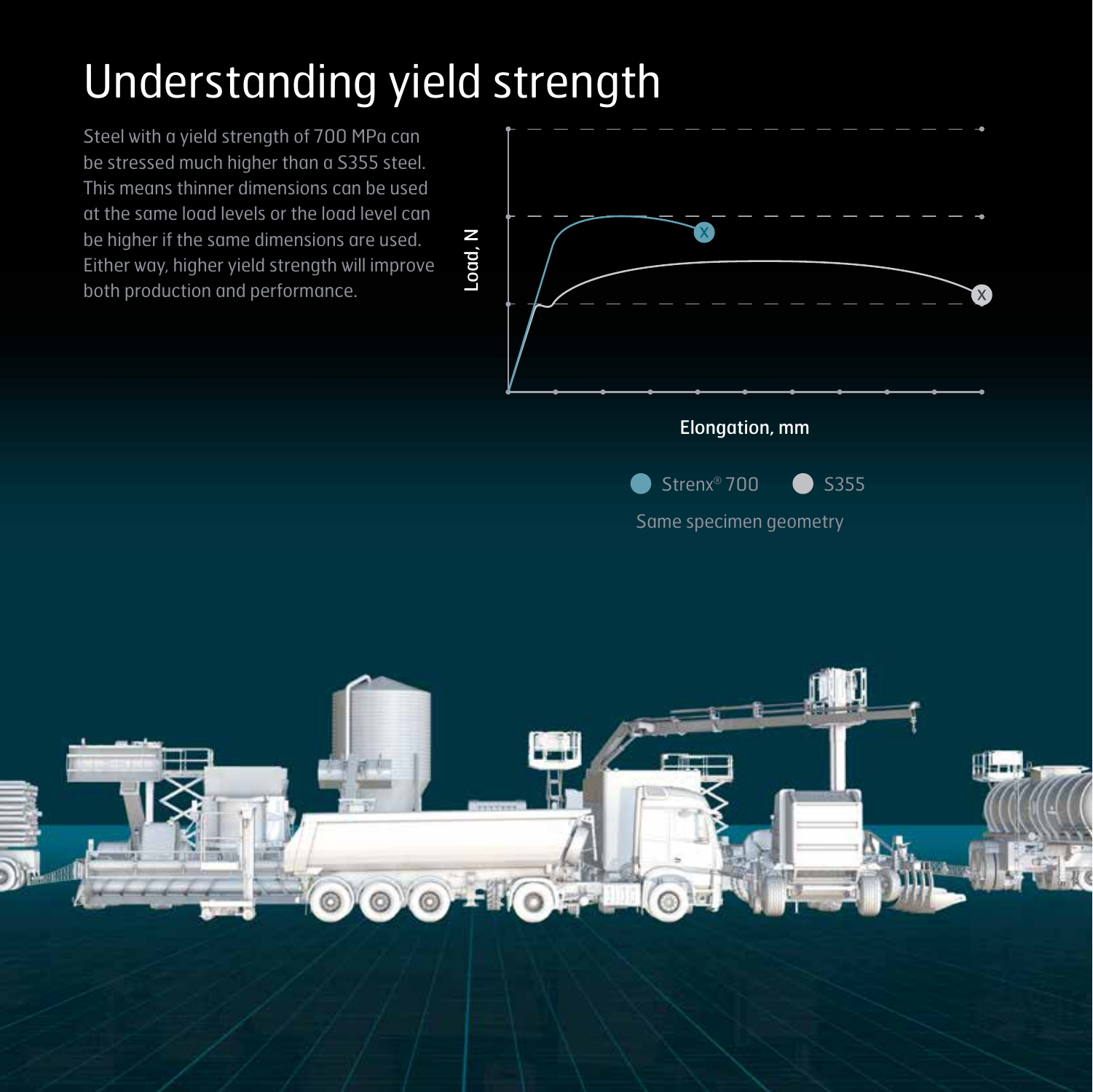# Understanding yield strength

Steel with a yield strength of 700 MPa can be stressed much higher than a S355 steel. This means thinner dimensions can be used at the same load levels or the load level can be higher if the same dimensions are used. Either way, higher yield strength will improve both production and performance.

Load, N

Elongation, mm

Strenx® 700 S355

Same specimen geometry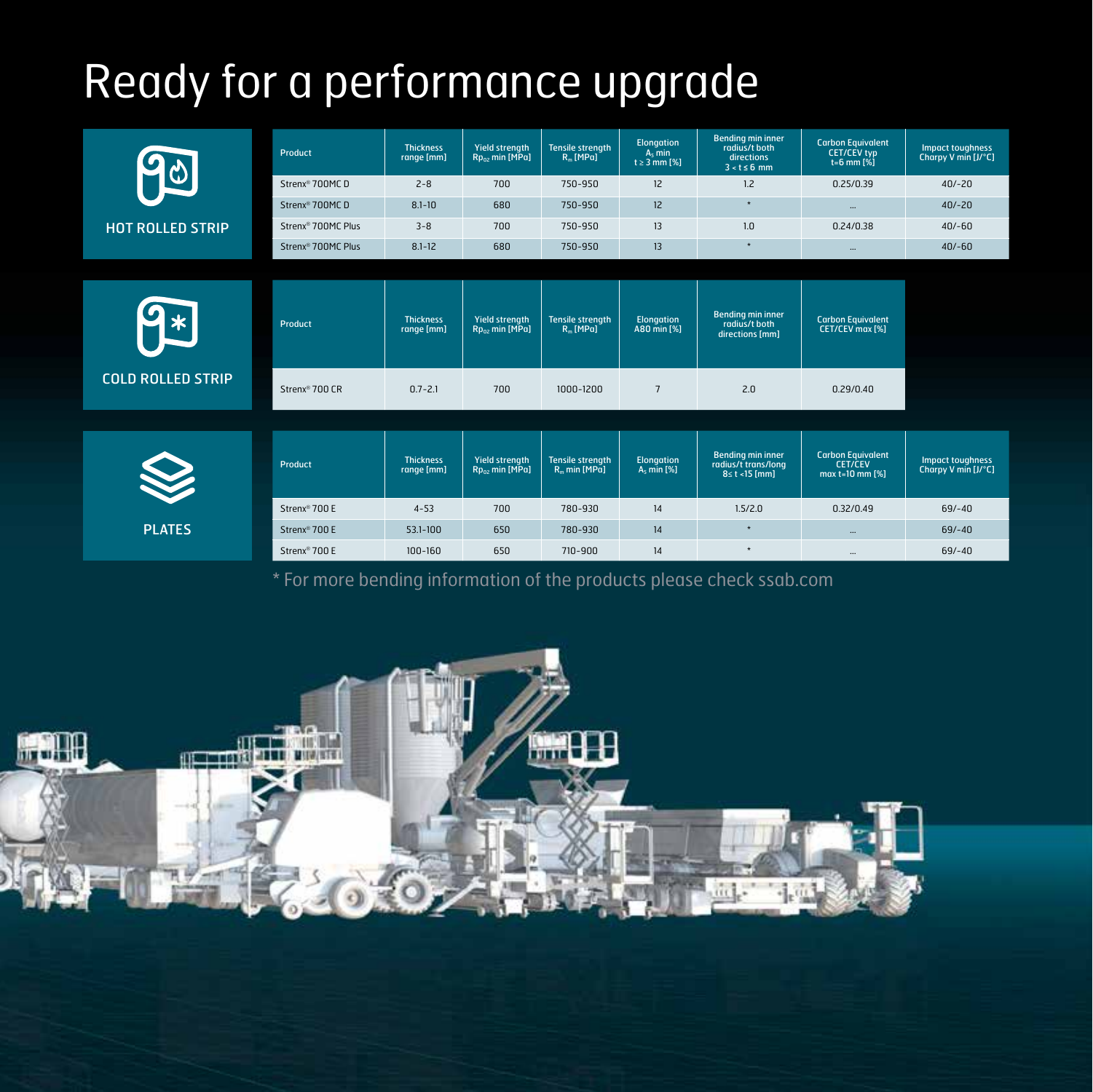# Ready for a performance upgrade

## HOT ROLLED STRIP

| Product | Thickness range [mm] | Yield strength $Rp_{02}$ min [MPa] | Tensile strength $R_m$ [MPa] | Elongation $A_5$ min t ≥ 3 mm [%] | Bending min inner radius/t both directions 3 < t ≤ 6 mm | Carbon Equivalent CET/CEV typ t=6 mm [%] | Impact toughness Charpy V min [J/°C] |
|---|---|---|---|---|---|---|---|
| Strenx® 700MC D | 2-8 | 700 | 750-950 | 12 | 1.2 | 0.25/0.39 | 40/-20 |
| Strenx® 700MC D | 8.1-10 | 680 | 750-950 | 12 | * | ... | 40/-20 |
| Strenx® 700MC Plus | 3-8 | 700 | 750-950 | 13 | 1.0 | 0.24/0.38 | 40/-60 |
| Strenx® 700MC Plus | 8.1-12 | 680 | 750-950 | 13 | * | ... | 40/-60 |

## COLD ROLLED STRIP

| Product | Thickness range [mm] | Yield strength $Rp_{02}$ min [MPa] | Tensile strength $R_m$ [MPa] | Elongation A80 min [%] | Bending min inner radius/t both directions [mm] | Carbon Equivalent CET/CEV max [%] |
|---|---|---|---|---|---|---|
| Strenx® 700 CR | 0.7-2.1 | 700 | 1000-1200 | 7 | 2.0 | 0.29/0.40 |

## PLATES

| Product | Thickness range [mm] | Yield strength $Rp_{02}$ min [MPa] | Tensile strength $R_m$ min [MPa] | Elongation $A_5$ min [%] | Bending min inner radius/t trans/long 8≤ t <15 [mm] | Carbon Equivalent CET/CEV max t=10 mm [%] | Impact toughness Charpy V min [J/°C] |
|---|---|---|---|---|---|---|---|
| Strenx® 700 E | 4-53 | 700 | 780-930 | 14 | 1.5/2.0 | 0.32/0.49 | 69/-40 |
| Strenx® 700 E | 53.1-100 | 650 | 780-930 | 14 | * | ... | 69/-40 |
| Strenx® 700 E | 100-160 | 650 | 710-900 | 14 | * | ... | 69/-40 |

* For more bending information of the products please check ssab.com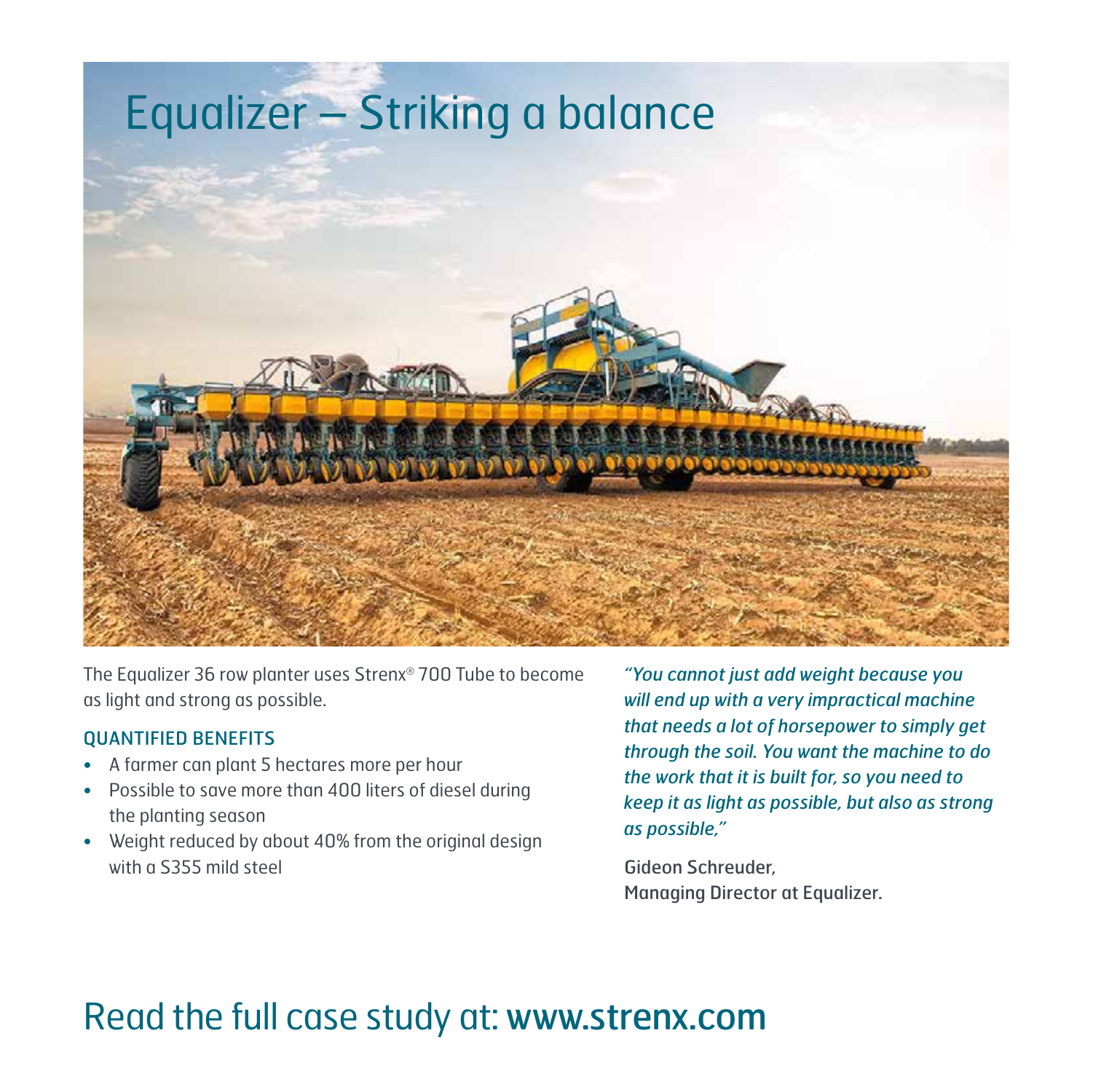# Equalizer – Striking a balance

The Equalizer 36 row planter uses Strenx® 700 Tube to become as light and strong as possible.

### QUANTIFIED BENEFITS

- A farmer can plant 5 hectares more per hour
- Possible to save more than 400 liters of diesel during the planting season
- Weight reduced by about 40% from the original design with a S355 mild steel

*"You cannot just add weight because you will end up with a very impractical machine that needs a lot of horsepower to simply get through the soil. You want the machine to do the work that it is built for, so you need to keep it as light as possible, but also as strong as possible,"*

Gideon Schreuder,
Managing Director at Equalizer.

## Read the full case study at: **www.strenx.com**